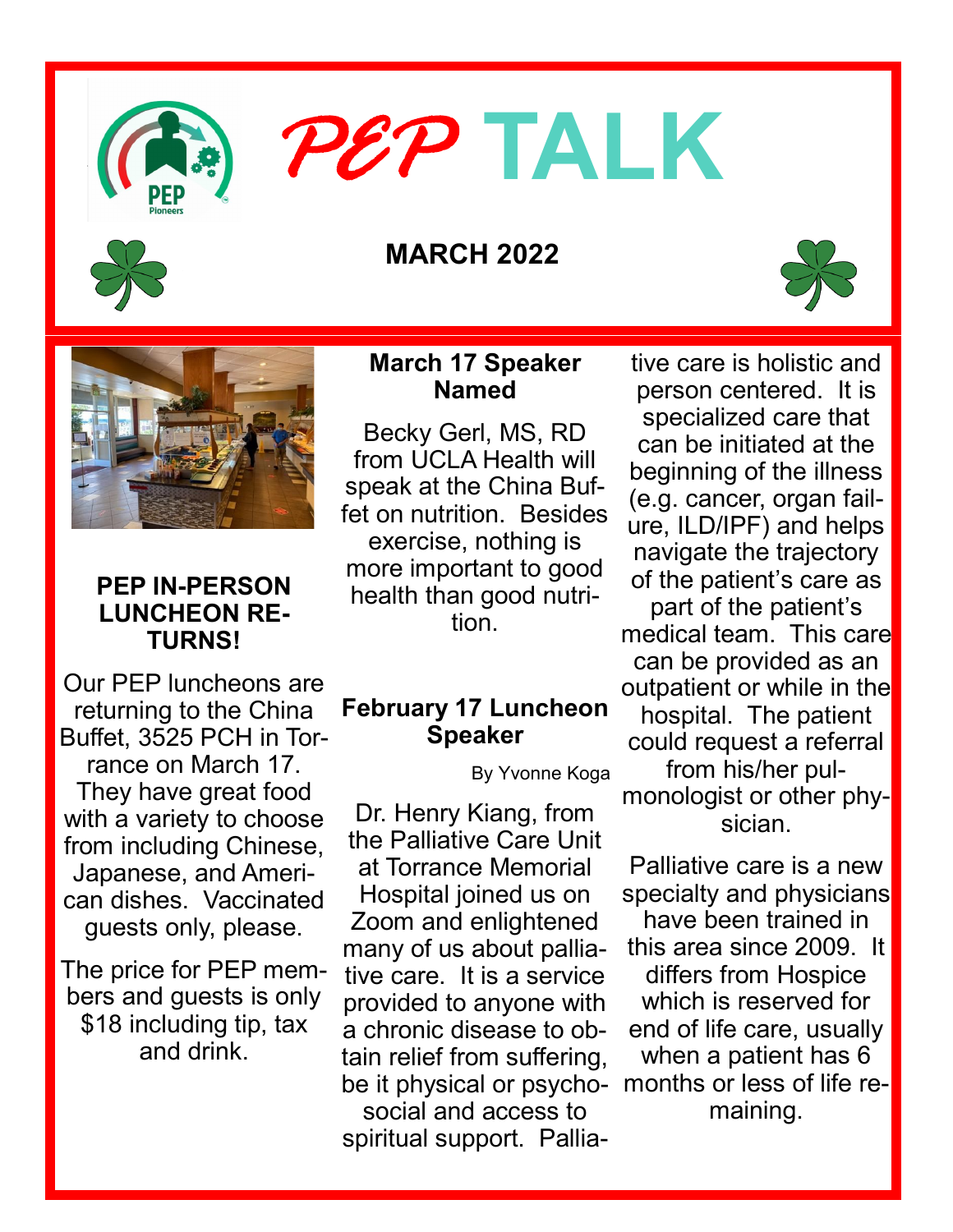# PEP TALK

## MARCH 2022

### PEP IN-PERSON LUNCHEON RETURNS!

Our PEP luncheons are returning to the China Buffet, 3525 PCH in Torrance on March 17. They have great food with a variety to choose from including Chinese, Japanese, and American dishes. Vaccinated guests only, please.

The price for PEP members and guests is only $18 including tip, tax and drink.

### March 17 Speaker Named

Becky Gerl, MS, RD from UCLA Health will speak at the China Buffet on nutrition. Besides exercise, nothing is more important to good health than good nutrition.

### February 17 Luncheon Speaker

By Yvonne Koga

Dr. Henry Kiang, from the Palliative Care Unit at Torrance Memorial Hospital joined us on Zoom and enlightened many of us about palliative care. It is a service provided to anyone with a chronic disease to obtain relief from suffering, be it physical or psychosocial and access to spiritual support. Palliative care is holistic and person centered. It is specialized care that can be initiated at the beginning of the illness (e.g. cancer, organ failure, ILD/IPF) and helps navigate the trajectory of the patient's care as part of the patient's medical team. This care can be provided as an outpatient or while in the hospital. The patient could request a referral from his/her pulmonologist or other physician.

Palliative care is a new specialty and physicians have been trained in this area since 2009. It differs from Hospice which is reserved for end of life care, usually when a patient has 6 months or less of life remaining.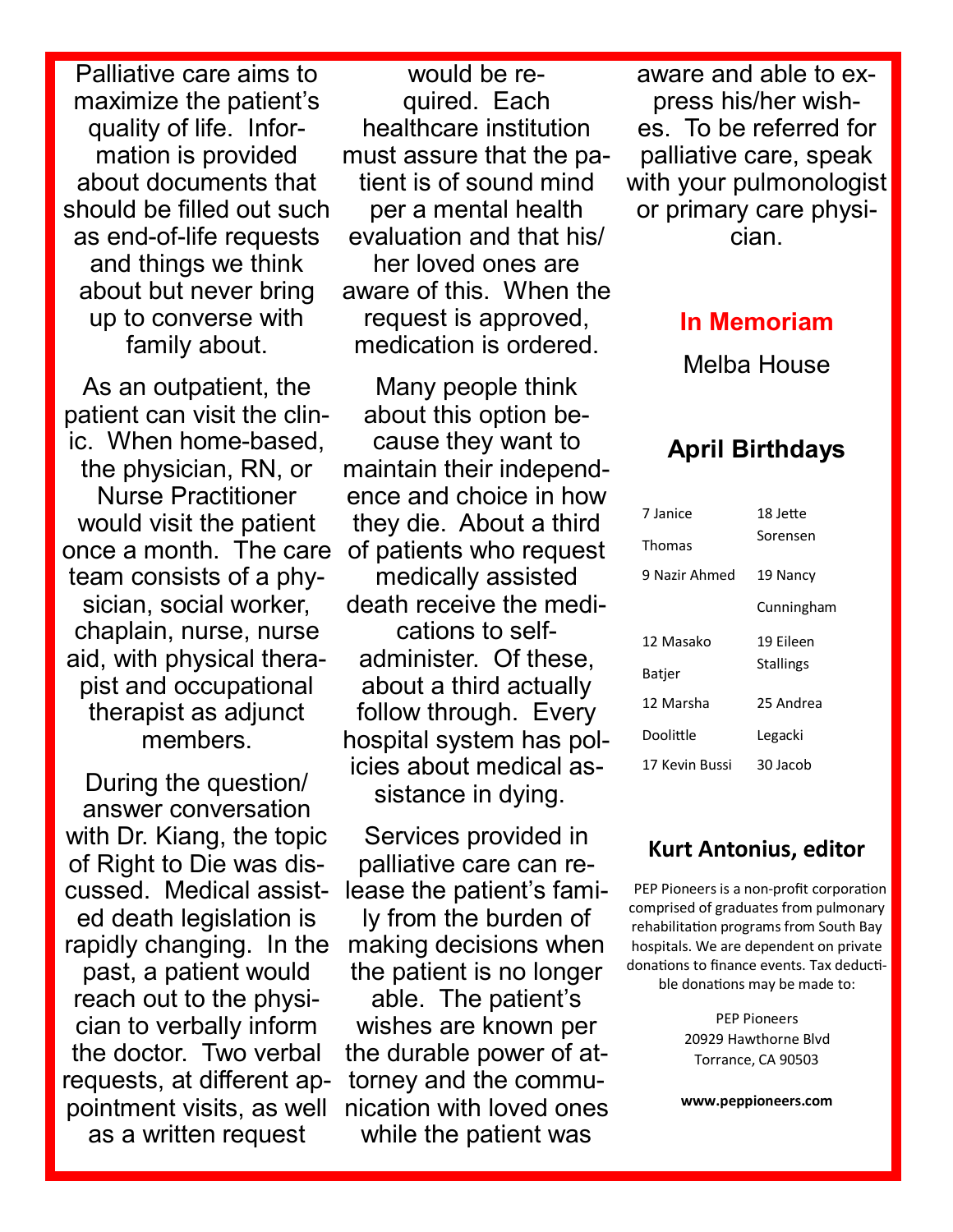Palliative care aims to maximize the patient's quality of life. Information is provided about documents that should be filled out such as end-of-life requests and things we think about but never bring up to converse with family about.

As an outpatient, the patient can visit the clinic. When home-based, the physician, RN, or Nurse Practitioner would visit the patient once a month. The care team consists of a physician, social worker, chaplain, nurse, nurse aid, with physical therapist and occupational therapist as adjunct members.

During the question/answer conversation with Dr. Kiang, the topic of Right to Die was discussed. Medical assisted death legislation is rapidly changing. In the past, a patient would reach out to the physician to verbally inform the doctor. Two verbal requests, at different appointment visits, as well as a written request would be required. Each healthcare institution must assure that the patient is of sound mind per a mental health evaluation and that his/her loved ones are aware of this. When the request is approved, medication is ordered.

Many people think about this option because they want to maintain their independence and choice in how they die. About a third of patients who request medically assisted death receive the medications to self-administer. Of these, about a third actually follow through. Every hospital system has policies about medical assistance in dying.

Services provided in palliative care can release the patient's family from the burden of making decisions when the patient is no longer able. The patient's wishes are known per the durable power of attorney and the communication with loved ones while the patient was aware and able to express his/her wishes. To be referred for palliative care, speak with your pulmonologist or primary care physician.

## In Memoriam

Melba House

## April Birthdays

| | |
|---|---|
| 7 Janice Thomas | 18 Jette Sorensen |
| 9 Nazir Ahmed | 19 Nancy Cunningham |
| 12 Masako Batjer | 19 Eileen Stallings |
| 12 Marsha Doolittle | 25 Andrea Legacki |
| 17 Kevin Bussi | 30 Jacob |

### Kurt Antonius, editor

PEP Pioneers is a non-profit corporation comprised of graduates from pulmonary rehabilitation programs from South Bay hospitals. We are dependent on private donations to finance events. Tax deductible donations may be made to:

PEP Pioneers
20929 Hawthorne Blvd
Torrance, CA 90503

**www.peppioneers.com**